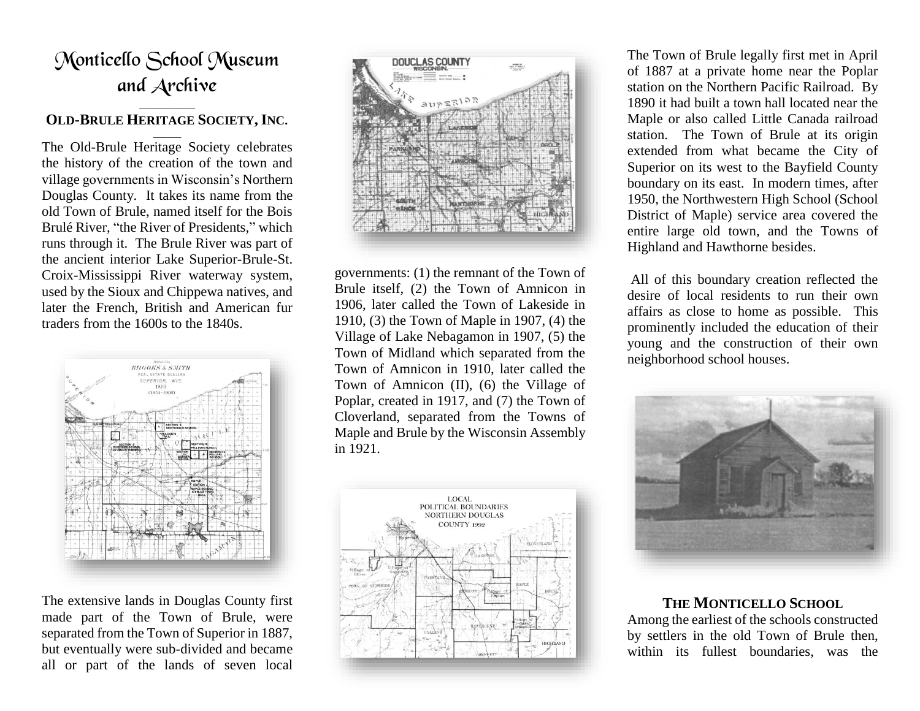# Monticello School Museum and Archive

## OLD-BRULE HERITAGE SOCIETY, INC.

The Old-Brule Heritage Society celebrates the history of the creation of the town and village governments in Wisconsin's Northern Douglas County. It takes its name from the old Town of Brule, named itself for the Bois Brulé River, "the River of Presidents," which runs through it. The Brule River was part of the ancient interior Lake Superior-Brule-St. Croix-Mississippi River waterway system, used by the Sioux and Chippewa natives, and later the French, British and American fur traders from the 1600s to the 1840s.

The extensive lands in Douglas County first made part of the Town of Brule, were separated from the Town of Superior in 1887, but eventually were sub-divided and became all or part of the lands of seven local governments: (1) the remnant of the Town of Brule itself, (2) the Town of Amnicon in 1906, later called the Town of Lakeside in 1910, (3) the Town of Maple in 1907, (4) the Village of Lake Nebagamon in 1907, (5) the Town of Midland which separated from the Town of Amnicon in 1910, later called the Town of Amnicon (II), (6) the Village of Poplar, created in 1917, and (7) the Town of Cloverland, separated from the Towns of Maple and Brule by the Wisconsin Assembly in 1921.

The Town of Brule legally first met in April of 1887 at a private home near the Poplar station on the Northern Pacific Railroad. By 1890 it had built a town hall located near the Maple or also called Little Canada railroad station. The Town of Brule at its origin extended from what became the City of Superior on its west to the Bayfield County boundary on its east. In modern times, after 1950, the Northwestern High School (School District of Maple) service area covered the entire large old town, and the Towns of Highland and Hawthorne besides.

All of this boundary creation reflected the desire of local residents to run their own affairs as close to home as possible. This prominently included the education of their young and the construction of their own neighborhood school houses.

### THE MONTICELLO SCHOOL

Among the earliest of the schools constructed by settlers in the old Town of Brule then, within its fullest boundaries, was the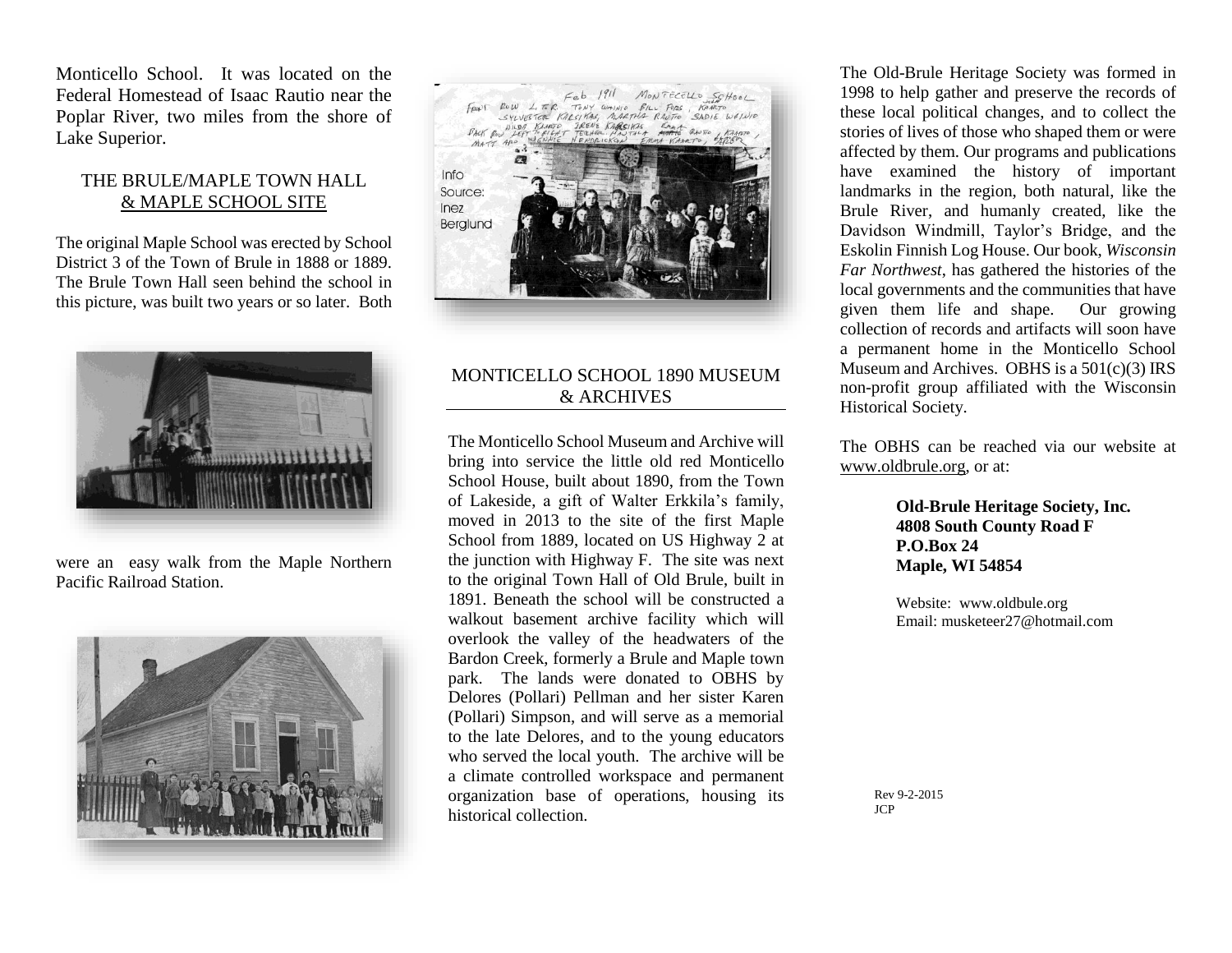Monticello School. It was located on the Federal Homestead of Isaac Rautio near the Poplar River, two miles from the shore of Lake Superior.

## THE BRULE/MAPLE TOWN HALL & MAPLE SCHOOL SITE

The original Maple School was erected by School District 3 of the Town of Brule in 1888 or 1889. The Brule Town Hall seen behind the school in this picture, was built two years or so later. Both were an easy walk from the Maple Northern Pacific Railroad Station.

Info Source: Inez Berglund

## MONTICELLO SCHOOL 1890 MUSEUM & ARCHIVES

The Monticello School Museum and Archive will bring into service the little old red Monticello School House, built about 1890, from the Town of Lakeside, a gift of Walter Erkkila's family, moved in 2013 to the site of the first Maple School from 1889, located on US Highway 2 at the junction with Highway F. The site was next to the original Town Hall of Old Brule, built in 1891. Beneath the school will be constructed a walkout basement archive facility which will overlook the valley of the headwaters of the Bardon Creek, formerly a Brule and Maple town park. The lands were donated to OBHS by Delores (Pollari) Pellman and her sister Karen (Pollari) Simpson, and will serve as a memorial to the late Delores, and to the young educators who served the local youth. The archive will be a climate controlled workspace and permanent organization base of operations, housing its historical collection.

The Old-Brule Heritage Society was formed in 1998 to help gather and preserve the records of these local political changes, and to collect the stories of lives of those who shaped them or were affected by them. Our programs and publications have examined the history of important landmarks in the region, both natural, like the Brule River, and humanly created, like the Davidson Windmill, Taylor's Bridge, and the Eskolin Finnish Log House. Our book, *Wisconsin Far Northwest*, has gathered the histories of the local governments and the communities that have given them life and shape. Our growing collection of records and artifacts will soon have a permanent home in the Monticello School Museum and Archives. OBHS is a 501(c)(3) IRS non-profit group affiliated with the Wisconsin Historical Society.

The OBHS can be reached via our website at www.oldbrule.org, or at:

**Old-Brule Heritage Society, Inc.**
**4808 South County Road F**
**P.O.Box 24**
**Maple, WI 54854**

Website: www.oldbule.org
Email: musketeer27@hotmail.com

Rev 9-2-2015
JCP